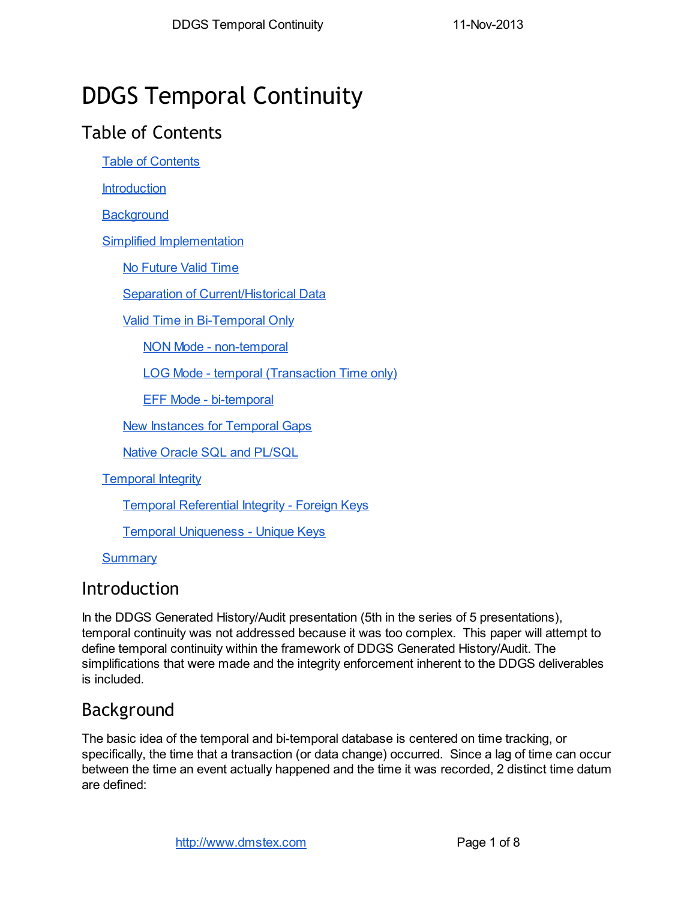# DDGS Temporal Continuity

## Table of Contents

- Table of Contents
- Introduction
- Background
- Simplified Implementation
  - No Future Valid Time
  - Separation of Current/Historical Data
  - Valid Time in Bi-Temporal Only
    - NON Mode - non-temporal
    - LOG Mode - temporal (Transaction Time only)
    - EFF Mode - bi-temporal
  - New Instances for Temporal Gaps
  - Native Oracle SQL and PL/SQL
- Temporal Integrity
  - Temporal Referential Integrity - Foreign Keys
  - Temporal Uniqueness - Unique Keys
- Summary

## Introduction

In the DDGS Generated History/Audit presentation (5th in the series of 5 presentations), temporal continuity was not addressed because it was too complex. This paper will attempt to define temporal continuity within the framework of DDGS Generated History/Audit. The simplifications that were made and the integrity enforcement inherent to the DDGS deliverables is included.

## Background

The basic idea of the temporal and bi-temporal database is centered on time tracking, or specifically, the time that a transaction (or data change) occurred. Since a lag of time can occur between the time an event actually happened and the time it was recorded, 2 distinct time datum are defined: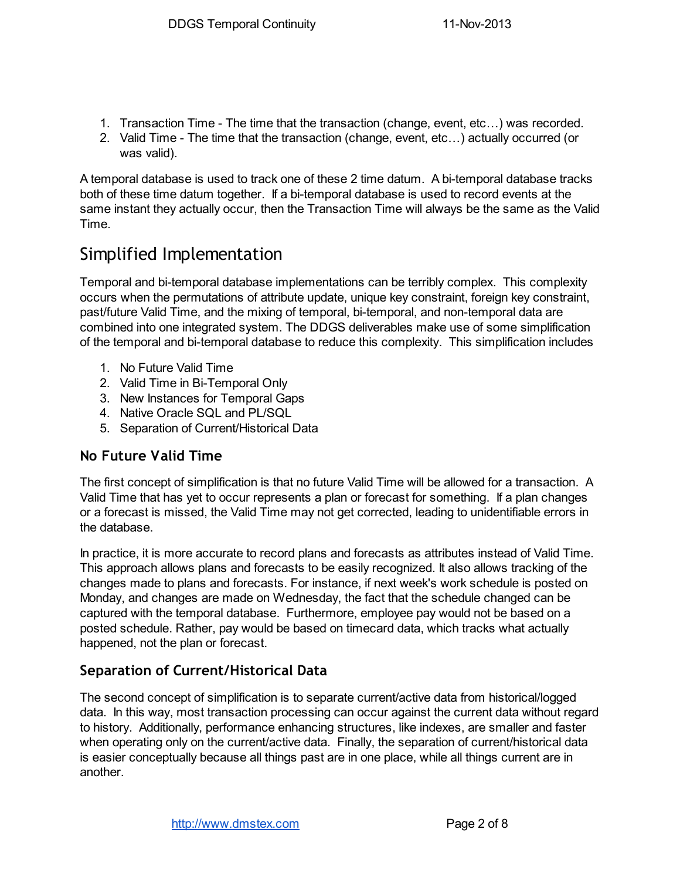1. Transaction Time - The time that the transaction (change, event, etc…) was recorded.
2. Valid Time - The time that the transaction (change, event, etc…) actually occurred (or was valid).

A temporal database is used to track one of these 2 time datum. A bi-temporal database tracks both of these time datum together. If a bi-temporal database is used to record events at the same instant they actually occur, then the Transaction Time will always be the same as the Valid Time.

## Simplified Implementation

Temporal and bi-temporal database implementations can be terribly complex. This complexity occurs when the permutations of attribute update, unique key constraint, foreign key constraint, past/future Valid Time, and the mixing of temporal, bi-temporal, and non-temporal data are combined into one integrated system. The DDGS deliverables make use of some simplification of the temporal and bi-temporal database to reduce this complexity. This simplification includes

1. No Future Valid Time
2. Valid Time in Bi-Temporal Only
3. New Instances for Temporal Gaps
4. Native Oracle SQL and PL/SQL
5. Separation of Current/Historical Data

### No Future Valid Time

The first concept of simplification is that no future Valid Time will be allowed for a transaction. A Valid Time that has yet to occur represents a plan or forecast for something. If a plan changes or a forecast is missed, the Valid Time may not get corrected, leading to unidentifiable errors in the database.

In practice, it is more accurate to record plans and forecasts as attributes instead of Valid Time. This approach allows plans and forecasts to be easily recognized. It also allows tracking of the changes made to plans and forecasts. For instance, if next week's work schedule is posted on Monday, and changes are made on Wednesday, the fact that the schedule changed can be captured with the temporal database. Furthermore, employee pay would not be based on a posted schedule. Rather, pay would be based on timecard data, which tracks what actually happened, not the plan or forecast.

### Separation of Current/Historical Data

The second concept of simplification is to separate current/active data from historical/logged data. In this way, most transaction processing can occur against the current data without regard to history. Additionally, performance enhancing structures, like indexes, are smaller and faster when operating only on the current/active data. Finally, the separation of current/historical data is easier conceptually because all things past are in one place, while all things current are in another.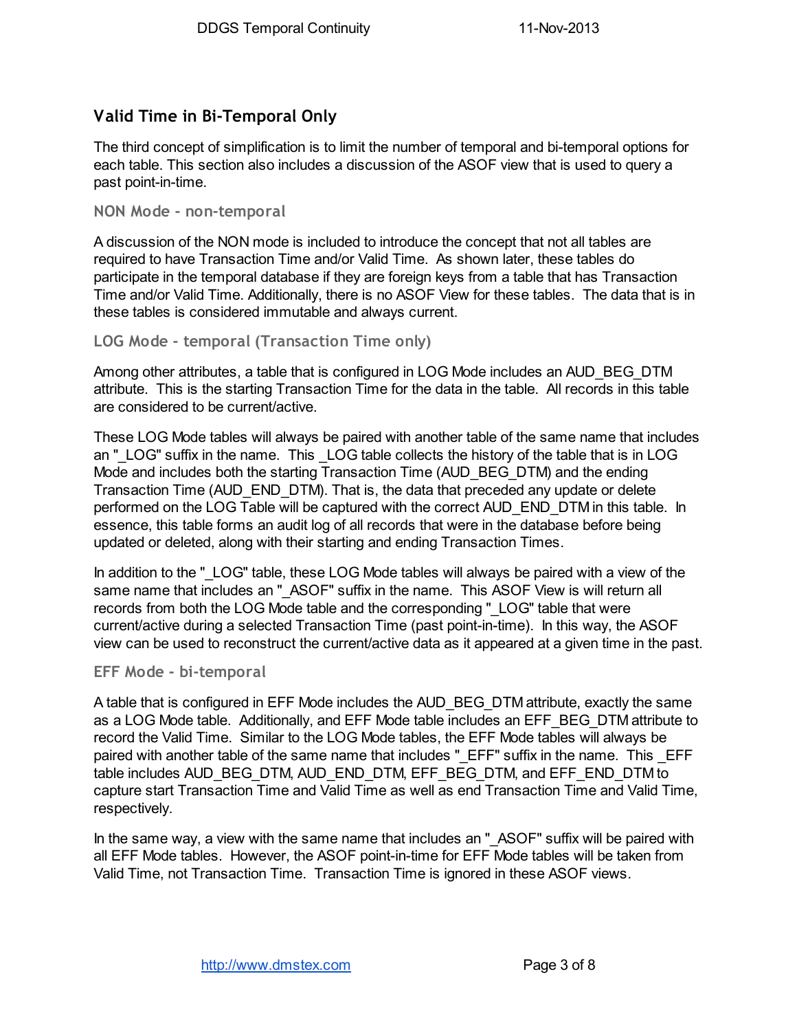## Valid Time in Bi-Temporal Only

The third concept of simplification is to limit the number of temporal and bi-temporal options for each table. This section also includes a discussion of the ASOF view that is used to query a past point-in-time.

### NON Mode - non-temporal

A discussion of the NON mode is included to introduce the concept that not all tables are required to have Transaction Time and/or Valid Time. As shown later, these tables do participate in the temporal database if they are foreign keys from a table that has Transaction Time and/or Valid Time. Additionally, there is no ASOF View for these tables. The data that is in these tables is considered immutable and always current.

### LOG Mode - temporal (Transaction Time only)

Among other attributes, a table that is configured in LOG Mode includes an AUD_BEG_DTM attribute. This is the starting Transaction Time for the data in the table. All records in this table are considered to be current/active.

These LOG Mode tables will always be paired with another table of the same name that includes an "_LOG" suffix in the name. This _LOG table collects the history of the table that is in LOG Mode and includes both the starting Transaction Time (AUD_BEG_DTM) and the ending Transaction Time (AUD_END_DTM). That is, the data that preceded any update or delete performed on the LOG Table will be captured with the correct AUD_END_DTM in this table. In essence, this table forms an audit log of all records that were in the database before being updated or deleted, along with their starting and ending Transaction Times.

In addition to the "_LOG" table, these LOG Mode tables will always be paired with a view of the same name that includes an "_ASOF" suffix in the name. This ASOF View is will return all records from both the LOG Mode table and the corresponding "_LOG" table that were current/active during a selected Transaction Time (past point-in-time). In this way, the ASOF view can be used to reconstruct the current/active data as it appeared at a given time in the past.

### EFF Mode - bi-temporal

A table that is configured in EFF Mode includes the AUD_BEG_DTM attribute, exactly the same as a LOG Mode table. Additionally, and EFF Mode table includes an EFF_BEG_DTM attribute to record the Valid Time. Similar to the LOG Mode tables, the EFF Mode tables will always be paired with another table of the same name that includes "_EFF" suffix in the name. This _EFF table includes AUD_BEG_DTM, AUD_END_DTM, EFF_BEG_DTM, and EFF_END_DTM to capture start Transaction Time and Valid Time as well as end Transaction Time and Valid Time, respectively.

In the same way, a view with the same name that includes an "_ASOF" suffix will be paired with all EFF Mode tables. However, the ASOF point-in-time for EFF Mode tables will be taken from Valid Time, not Transaction Time. Transaction Time is ignored in these ASOF views.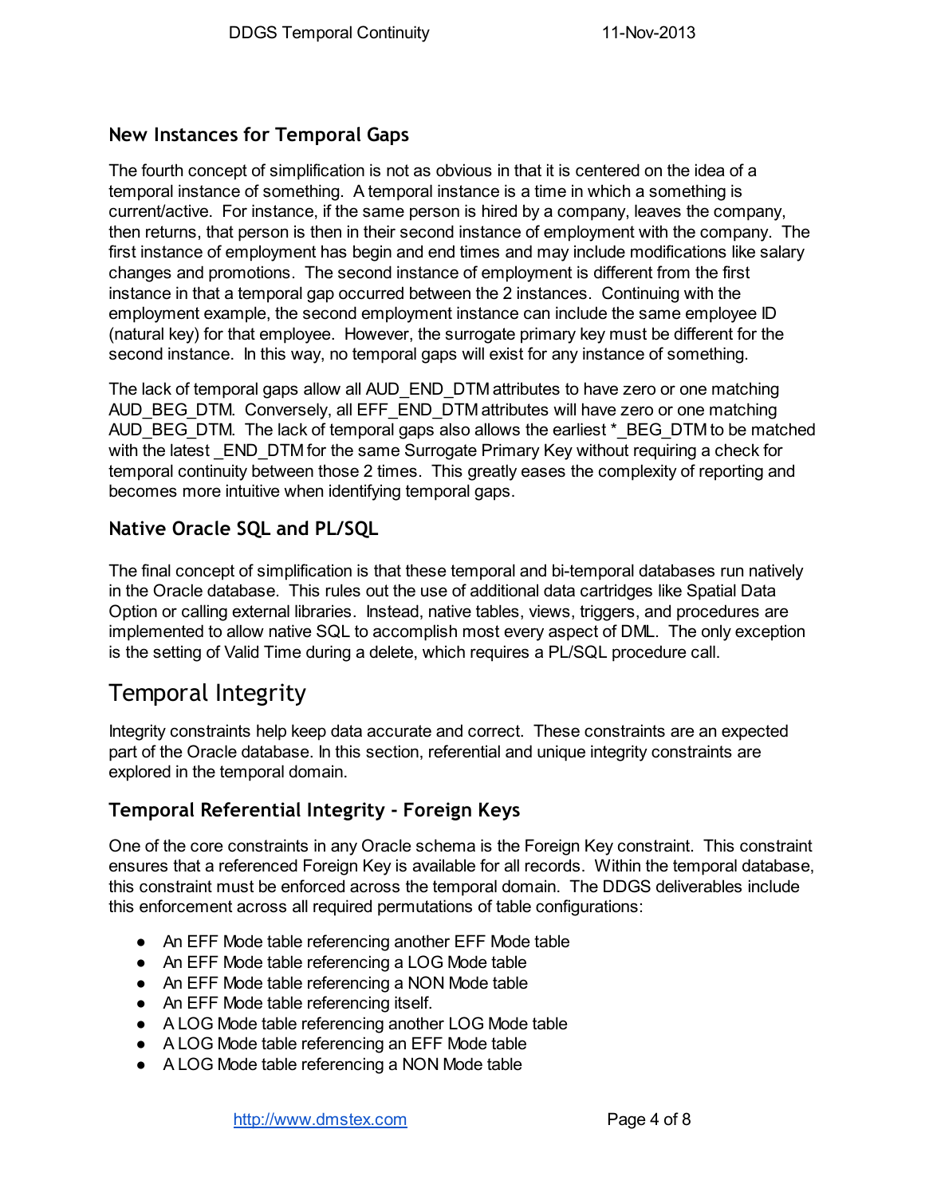## New Instances for Temporal Gaps

The fourth concept of simplification is not as obvious in that it is centered on the idea of a temporal instance of something. A temporal instance is a time in which a something is current/active. For instance, if the same person is hired by a company, leaves the company, then returns, that person is then in their second instance of employment with the company. The first instance of employment has begin and end times and may include modifications like salary changes and promotions. The second instance of employment is different from the first instance in that a temporal gap occurred between the 2 instances. Continuing with the employment example, the second employment instance can include the same employee ID (natural key) for that employee. However, the surrogate primary key must be different for the second instance. In this way, no temporal gaps will exist for any instance of something.

The lack of temporal gaps allow all AUD_END_DTM attributes to have zero or one matching AUD_BEG_DTM. Conversely, all EFF_END_DTM attributes will have zero or one matching AUD_BEG_DTM. The lack of temporal gaps also allows the earliest *_BEG_DTM to be matched with the latest _END_DTM for the same Surrogate Primary Key without requiring a check for temporal continuity between those 2 times. This greatly eases the complexity of reporting and becomes more intuitive when identifying temporal gaps.

## Native Oracle SQL and PL/SQL

The final concept of simplification is that these temporal and bi-temporal databases run natively in the Oracle database. This rules out the use of additional data cartridges like Spatial Data Option or calling external libraries. Instead, native tables, views, triggers, and procedures are implemented to allow native SQL to accomplish most every aspect of DML. The only exception is the setting of Valid Time during a delete, which requires a PL/SQL procedure call.

# Temporal Integrity

Integrity constraints help keep data accurate and correct. These constraints are an expected part of the Oracle database. In this section, referential and unique integrity constraints are explored in the temporal domain.

## Temporal Referential Integrity - Foreign Keys

One of the core constraints in any Oracle schema is the Foreign Key constraint. This constraint ensures that a referenced Foreign Key is available for all records. Within the temporal database, this constraint must be enforced across the temporal domain. The DDGS deliverables include this enforcement across all required permutations of table configurations:

- An EFF Mode table referencing another EFF Mode table
- An EFF Mode table referencing a LOG Mode table
- An EFF Mode table referencing a NON Mode table
- An EFF Mode table referencing itself.
- A LOG Mode table referencing another LOG Mode table
- A LOG Mode table referencing an EFF Mode table
- A LOG Mode table referencing a NON Mode table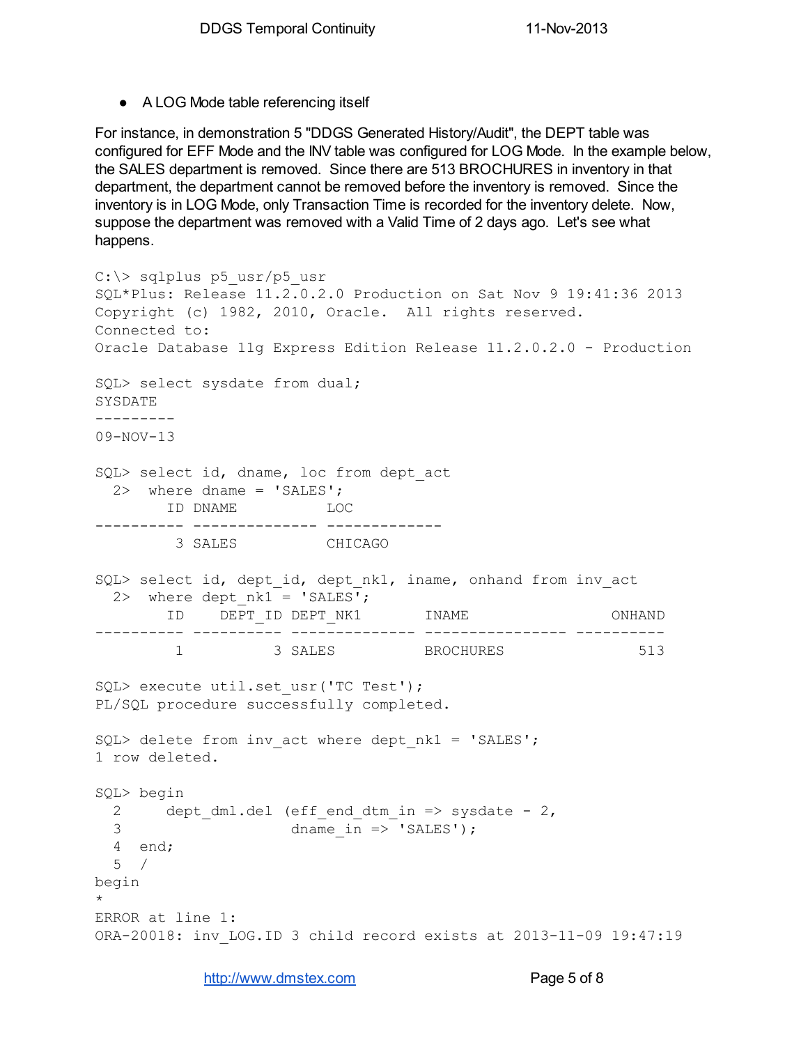- A LOG Mode table referencing itself

For instance, in demonstration 5 "DDGS Generated History/Audit", the DEPT table was configured for EFF Mode and the INV table was configured for LOG Mode. In the example below, the SALES department is removed. Since there are 513 BROCHURES in inventory in that department, the department cannot be removed before the inventory is removed. Since the inventory is in LOG Mode, only Transaction Time is recorded for the inventory delete. Now, suppose the department was removed with a Valid Time of 2 days ago. Let's see what happens.

```
C:\> sqlplus p5_usr/p5_usr
SQL*Plus: Release 11.2.0.2.0 Production on Sat Nov 9 19:41:36 2013
Copyright (c) 1982, 2010, Oracle.  All rights reserved.
Connected to:
Oracle Database 11g Express Edition Release 11.2.0.2.0 - Production

SQL> select sysdate from dual;
SYSDATE
---------
09-NOV-13

SQL> select id, dname, loc from dept_act
  2>  where dname = 'SALES';
        ID DNAME          LOC
---------- -------------- -------------
         3 SALES          CHICAGO

SQL> select id, dept_id, dept_nk1, iname, onhand from inv_act
  2>  where dept_nk1 = 'SALES';
        ID    DEPT_ID DEPT_NK1       INAME                 ONHAND
---------- ---------- -------------- ---------------- ----------
         1          3 SALES          BROCHURES               513

SQL> execute util.set_usr('TC Test');
PL/SQL procedure successfully completed.

SQL> delete from inv_act where dept_nk1 = 'SALES';
1 row deleted.

SQL> begin
  2     dept_dml.del (eff_end_dtm_in => sysdate - 2,
  3                   dname_in => 'SALES');
  4  end;
  5  /
begin
*
ERROR at line 1:
ORA-20018: inv_LOG.ID 3 child record exists at 2013-11-09 19:47:19
```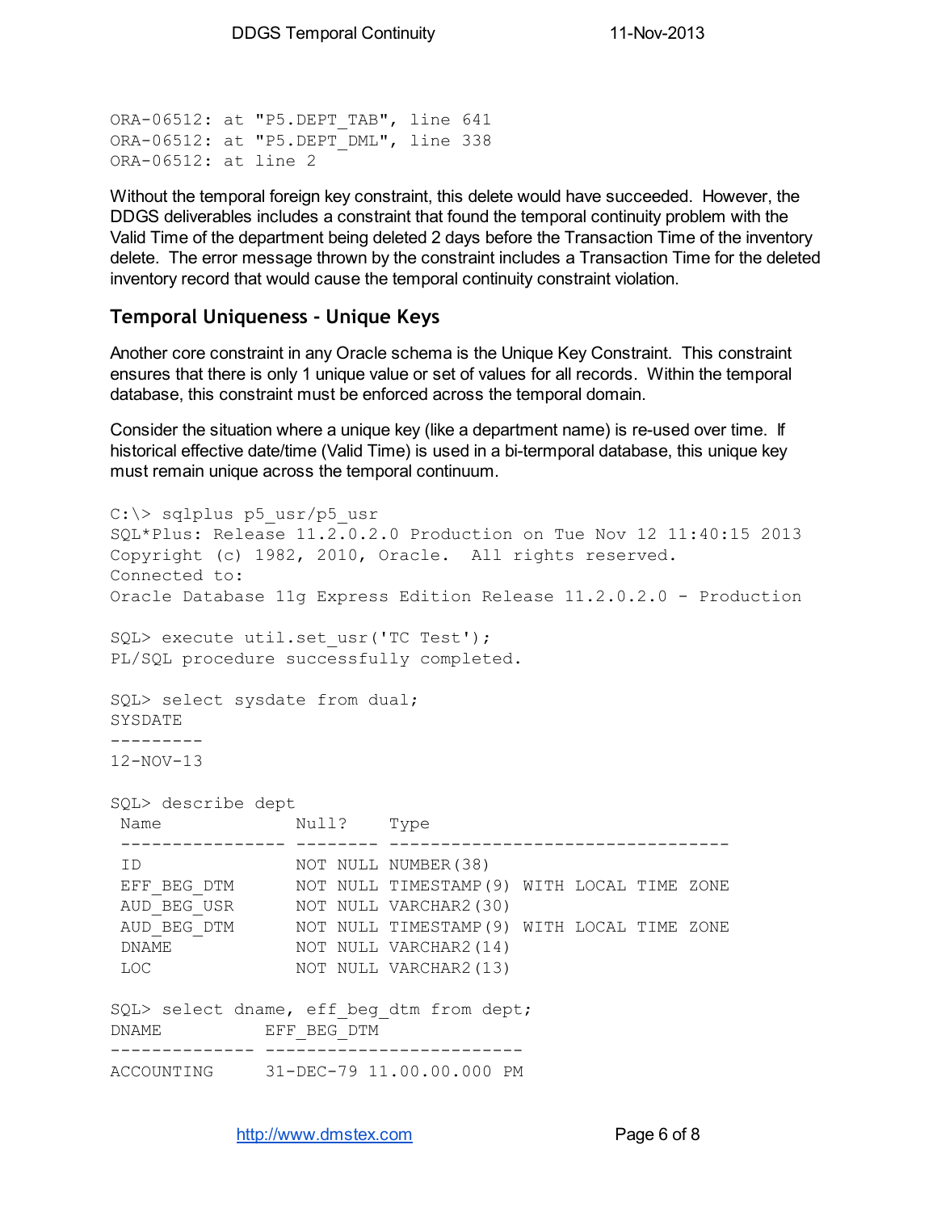```
ORA-06512: at "P5.DEPT_TAB", line 641
ORA-06512: at "P5.DEPT_DML", line 338
ORA-06512: at line 2
```

Without the temporal foreign key constraint, this delete would have succeeded. However, the DDGS deliverables includes a constraint that found the temporal continuity problem with the Valid Time of the department being deleted 2 days before the Transaction Time of the inventory delete. The error message thrown by the constraint includes a Transaction Time for the deleted inventory record that would cause the temporal continuity constraint violation.

## Temporal Uniqueness - Unique Keys

Another core constraint in any Oracle schema is the Unique Key Constraint. This constraint ensures that there is only 1 unique value or set of values for all records. Within the temporal database, this constraint must be enforced across the temporal domain.

Consider the situation where a unique key (like a department name) is re-used over time. If historical effective date/time (Valid Time) is used in a bi-termporal database, this unique key must remain unique across the temporal continuum.

```
C:\> sqlplus p5_usr/p5_usr
SQL*Plus: Release 11.2.0.2.0 Production on Tue Nov 12 11:40:15 2013
Copyright (c) 1982, 2010, Oracle.  All rights reserved.
Connected to:
Oracle Database 11g Express Edition Release 11.2.0.2.0 - Production

SQL> execute util.set_usr('TC Test');
PL/SQL procedure successfully completed.

SQL> select sysdate from dual;
SYSDATE
---------
12-NOV-13

SQL> describe dept
 Name              Null?    Type
 ----------------- -------- ---------------------------------
 ID                NOT NULL NUMBER(38)
 EFF_BEG_DTM       NOT NULL TIMESTAMP(9) WITH LOCAL TIME ZONE
 AUD_BEG_USR       NOT NULL VARCHAR2(30)
 AUD_BEG_DTM       NOT NULL TIMESTAMP(9) WITH LOCAL TIME ZONE
 DNAME             NOT NULL VARCHAR2(14)
 LOC               NOT NULL VARCHAR2(13)

SQL> select dname, eff_beg_dtm from dept;
DNAME          EFF_BEG_DTM
-------------- -------------------------
ACCOUNTING     31-DEC-79 11.00.00.000 PM
```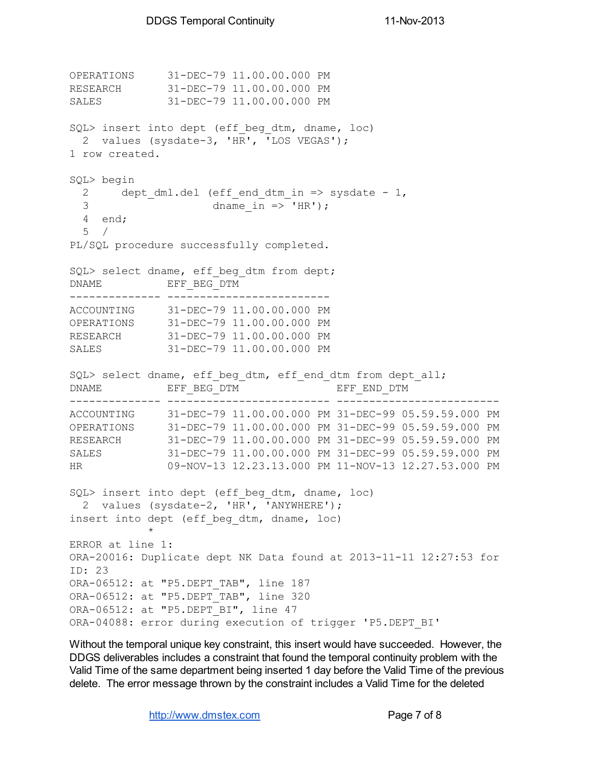```
OPERATIONS     31-DEC-79 11.00.00.000 PM
RESEARCH       31-DEC-79 11.00.00.000 PM
SALES          31-DEC-79 11.00.00.000 PM

SQL> insert into dept (eff_beg_dtm, dname, loc)
  2  values (sysdate-3, 'HR', 'LOS VEGAS');
1 row created.

SQL> begin
  2     dept_dml.del (eff_end_dtm_in => sysdate - 1,
  3                   dname_in => 'HR');
  4  end;
  5  /
PL/SQL procedure successfully completed.

SQL> select dname, eff_beg_dtm from dept;
DNAME          EFF_BEG_DTM
-------------- -------------------------
ACCOUNTING     31-DEC-79 11.00.00.000 PM
OPERATIONS     31-DEC-79 11.00.00.000 PM
RESEARCH       31-DEC-79 11.00.00.000 PM
SALES          31-DEC-79 11.00.00.000 PM

SQL> select dname, eff_beg_dtm, eff_end_dtm from dept_all;
DNAME          EFF_BEG_DTM               EFF_END_DTM
-------------- ------------------------- -------------------------
ACCOUNTING     31-DEC-79 11.00.00.000 PM 31-DEC-99 05.59.59.000 PM
OPERATIONS     31-DEC-79 11.00.00.000 PM 31-DEC-99 05.59.59.000 PM
RESEARCH       31-DEC-79 11.00.00.000 PM 31-DEC-99 05.59.59.000 PM
SALES          31-DEC-79 11.00.00.000 PM 31-DEC-99 05.59.59.000 PM
HR             09-NOV-13 12.23.13.000 PM 11-NOV-13 12.27.53.000 PM

SQL> insert into dept (eff_beg_dtm, dname, loc)
  2  values (sysdate-2, 'HR', 'ANYWHERE');
insert into dept (eff_beg_dtm, dname, loc)
            *
ERROR at line 1:
ORA-20016: Duplicate dept NK Data found at 2013-11-11 12:27:53 for
ID: 23
ORA-06512: at "P5.DEPT_TAB", line 187
ORA-06512: at "P5.DEPT_TAB", line 320
ORA-06512: at "P5.DEPT_BI", line 47
ORA-04088: error during execution of trigger 'P5.DEPT_BI'
```

Without the temporal unique key constraint, this insert would have succeeded. However, the DDGS deliverables includes a constraint that found the temporal continuity problem with the Valid Time of the same department being inserted 1 day before the Valid Time of the previous delete. The error message thrown by the constraint includes a Valid Time for the deleted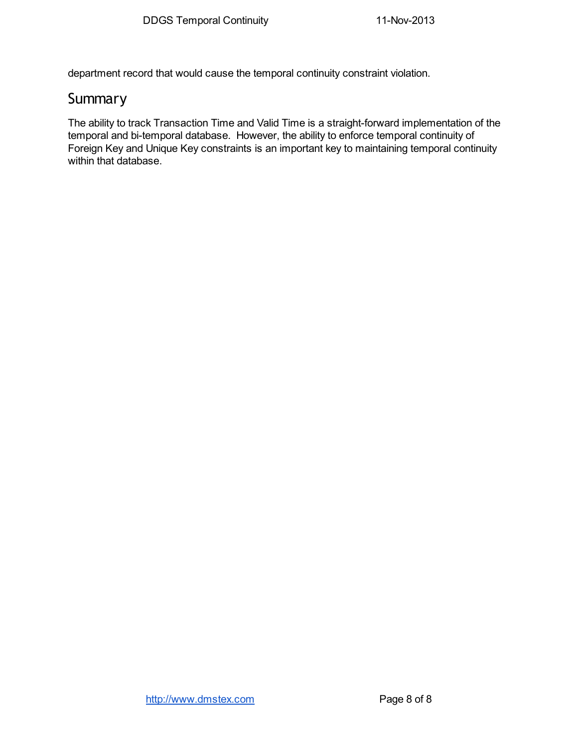department record that would cause the temporal continuity constraint violation.

## Summary

The ability to track Transaction Time and Valid Time is a straight-forward implementation of the temporal and bi-temporal database. However, the ability to enforce temporal continuity of Foreign Key and Unique Key constraints is an important key to maintaining temporal continuity within that database.